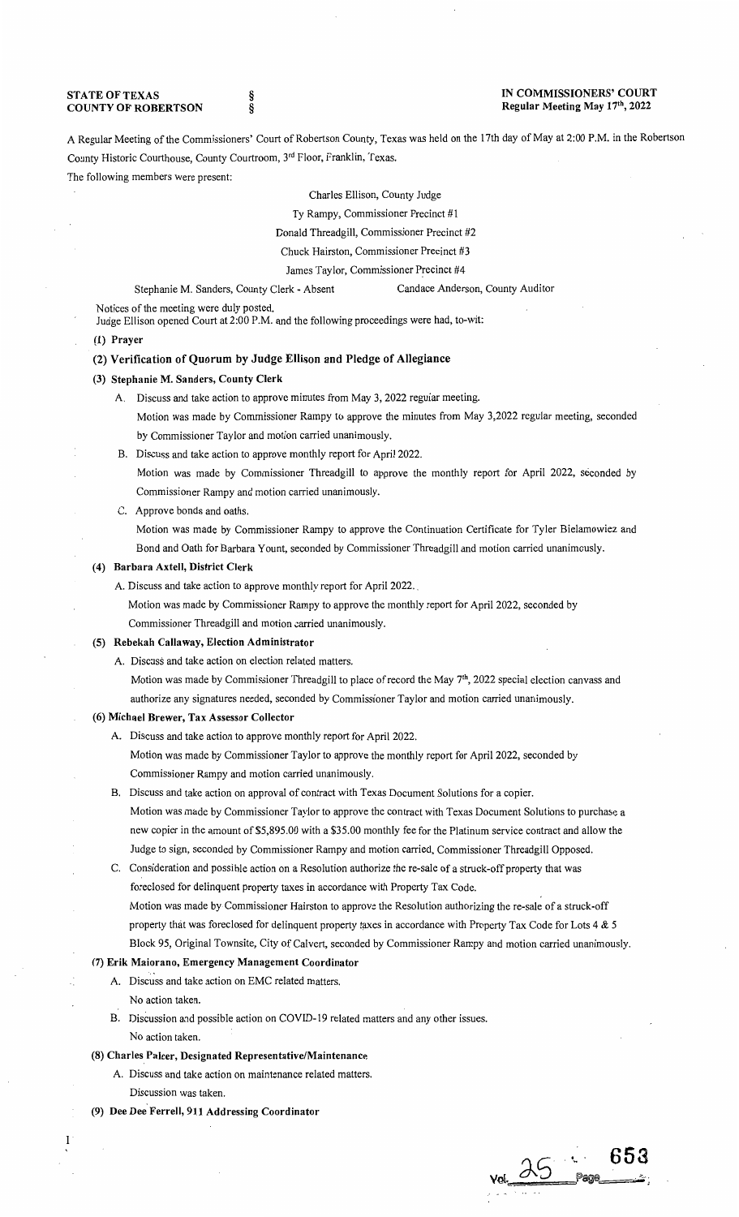**STATE OF TEXAS** §
**COUNTY OF ROBERTSON** §

**IN COMMISSIONERS' COURT**
**Regular Meeting May 17th, 2022**

A Regular Meeting of the Commissioners' Court of Robertson County, Texas was held on the 17th day of May at 2:00 P.M. in the Robertson County Historic Courthouse, County Courtroom, 3rd Floor, Franklin, Texas.

The following members were present:

Charles Ellison, County Judge
Ty Rampy, Commissioner Precinct #1
Donald Threadgill, Commissioner Precinct #2
Chuck Hairston, Commissioner Precinct #3
James Taylor, Commissioner Precinct #4

Stephanie M. Sanders, County Clerk - Absent    Candace Anderson, County Auditor

Notices of the meeting were duly posted.
Judge Ellison opened Court at 2:00 P.M. and the following proceedings were had, to-wit:

**(1) Prayer**

**(2) Verification of Quorum by Judge Ellison and Pledge of Allegiance**

**(3) Stephanie M. Sanders, County Clerk**

A. Discuss and take action to approve minutes from May 3, 2022 regular meeting.
Motion was made by Commissioner Rampy to approve the minutes from May 3,2022 regular meeting, seconded by Commissioner Taylor and motion carried unanimously.

B. Discuss and take action to approve monthly report for April 2022.
Motion was made by Commissioner Threadgill to approve the monthly report for April 2022, seconded by Commissioner Rampy and motion carried unanimously.

C. Approve bonds and oaths.
Motion was made by Commissioner Rampy to approve the Continuation Certificate for Tyler Bielamowicz and Bond and Oath for Barbara Yount, seconded by Commissioner Threadgill and motion carried unanimously.

**(4) Barbara Axtell, District Clerk**

A. Discuss and take action to approve monthly report for April 2022.
Motion was made by Commissioner Rampy to approve the monthly report for April 2022, seconded by Commissioner Threadgill and motion carried unanimously.

**(5) Rebekah Callaway, Election Administrator**

A. Discuss and take action on election related matters.
Motion was made by Commissioner Threadgill to place of record the May 7th, 2022 special election canvass and authorize any signatures needed, seconded by Commissioner Taylor and motion carried unanimously.

**(6) Michael Brewer, Tax Assessor Collector**

A. Discuss and take action to approve monthly report for April 2022.
Motion was made by Commissioner Taylor to approve the monthly report for April 2022, seconded by Commissioner Rampy and motion carried unanimously.

B. Discuss and take action on approval of contract with Texas Document Solutions for a copier.
Motion was made by Commissioner Taylor to approve the contract with Texas Document Solutions to purchase a new copier in the amount of $5,895.00 with a $35.00 monthly fee for the Platinum service contract and allow the Judge to sign, seconded by Commissioner Rampy and motion carried, Commissioner Threadgill Opposed.

C. Consideration and possible action on a Resolution authorize the re-sale of a struck-off property that was foreclosed for delinquent property taxes in accordance with Property Tax Code.
Motion was made by Commissioner Hairston to approve the Resolution authorizing the re-sale of a struck-off property that was foreclosed for delinquent property taxes in accordance with Property Tax Code for Lots 4 & 5 Block 95, Original Townsite, City of Calvert, seconded by Commissioner Rampy and motion carried unanimously.

**(7) Erik Maiorano, Emergency Management Coordinator**

A. Discuss and take action on EMC related matters.
No action taken.

B. Discussion and possible action on COVID-19 related matters and any other issues.
No action taken.

**(8) Charles Palcer, Designated Representative/Maintenance**

A. Discuss and take action on maintenance related matters.
Discussion was taken.

**(9) Dee Dee Ferrell, 911 Addressing Coordinator**

Vol. 25 Page 653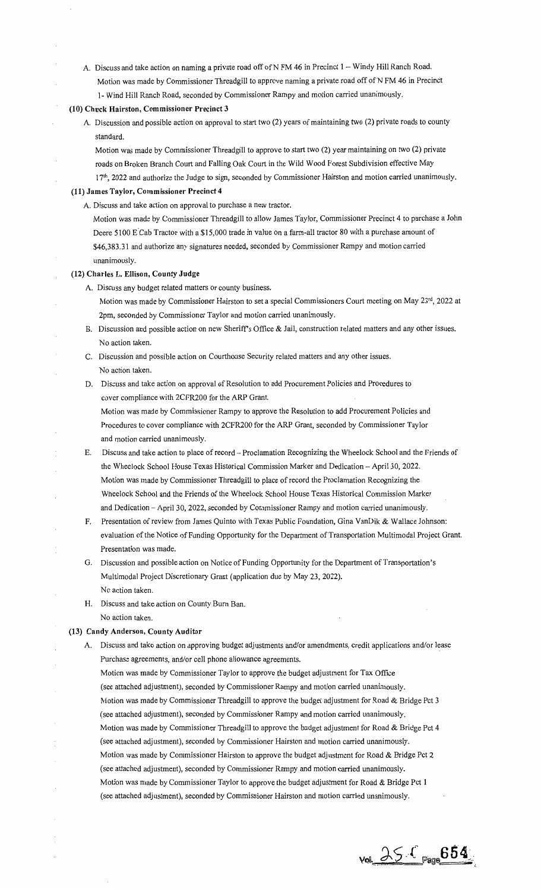A. Discuss and take action on naming a private road off of N FM 46 in Precinct 1 – Windy Hill Ranch Road.
   Motion was made by Commissioner Threadgill to approve naming a private road off of N FM 46 in Precinct 1- Wind Hill Ranch Road, seconded by Commissioner Rampy and motion carried unanimously.

### (10) Chuck Hairston, Commissioner Precinct 3

A. Discussion and possible action on approval to start two (2) years of maintaining two (2) private roads to county standard.
   Motion was made by Commissioner Threadgill to approve to start two (2) year maintaining on two (2) private roads on Broken Branch Court and Falling Oak Court in the Wild Wood Forest Subdivision effective May 17th, 2022 and authorize the Judge to sign, seconded by Commissioner Hairston and motion carried unanimously.

### (11) James Taylor, Commissioner Precinct 4

A. Discuss and take action on approval to purchase a new tractor.
   Motion was made by Commissioner Threadgill to allow James Taylor, Commissioner Precinct 4 to purchase a John Deere 5100 E Cab Tractor with a $15,000 trade in value on a farm-all tractor 80 with a purchase amount of $46,383.31 and authorize any signatures needed, seconded by Commissioner Rampy and motion carried unanimously.

### (12) Charles L. Ellison, County Judge

A. Discuss any budget related matters or county business.
   Motion was made by Commissioner Hairston to set a special Commissioners Court meeting on May 23rd, 2022 at 2pm, seconded by Commissioner Taylor and motion carried unanimously.

B. Discussion and possible action on new Sheriff's Office & Jail, construction related matters and any other issues.
   No action taken.

C. Discussion and possible action on Courthouse Security related matters and any other issues.
   No action taken.

D. Discuss and take action on approval of Resolution to add Procurement Policies and Procedures to cover compliance with 2CFR200 for the ARP Grant.
   Motion was made by Commissioner Rampy to approve the Resolution to add Procurement Policies and Procedures to cover compliance with 2CFR200 for the ARP Grant, seconded by Commissioner Taylor and motion carried unanimously.

E. Discuss and take action to place of record – Proclamation Recognizing the Wheelock School and the Friends of the Wheelock School House Texas Historical Commission Marker and Dedication – April 30, 2022.
   Motion was made by Commissioner Threadgill to place of record the Proclamation Recognizing the Wheelock School and the Friends of the Wheelock School House Texas Historical Commission Marker and Dedication – April 30, 2022, seconded by Commissioner Rampy and motion carried unanimously.

F. Presentation of review from James Quinto with Texas Public Foundation, Gina VanDik & Wallace Johnson: evaluation of the Notice of Funding Opportunity for the Department of Transportation Multimodal Project Grant.
   Presentation was made.

G. Discussion and possible action on Notice of Funding Opportunity for the Department of Transportation's Multimodal Project Discretionary Grant (application due by May 23, 2022).
   No action taken.

H. Discuss and take action on County Burn Ban.
   No action taken.

### (13) Candy Anderson, County Auditor

A. Discuss and take action on approving budget adjustments and/or amendments, credit applications and/or lease Purchase agreements, and/or cell phone allowance agreements.
   Motion was made by Commissioner Taylor to approve the budget adjustment for Tax Office (see attached adjustment), seconded by Commissioner Rampy and motion carried unanimously.
   Motion was made by Commissioner Threadgill to approve the budget adjustment for Road & Bridge Pct 3 (see attached adjustment), seconded by Commissioner Rampy and motion carried unanimously.
   Motion was made by Commissioner Threadgill to approve the budget adjustment for Road & Bridge Pct 4 (see attached adjustment), seconded by Commissioner Hairston and motion carried unanimously.
   Motion was made by Commissioner Hairston to approve the budget adjustment for Road & Bridge Pct 2 (see attached adjustment), seconded by Commissioner Rampy and motion carried unanimously.
   Motion was made by Commissioner Taylor to approve the budget adjustment for Road & Bridge Pct 1 (see attached adjustment), seconded by Commissioner Hairston and motion carried unanimously.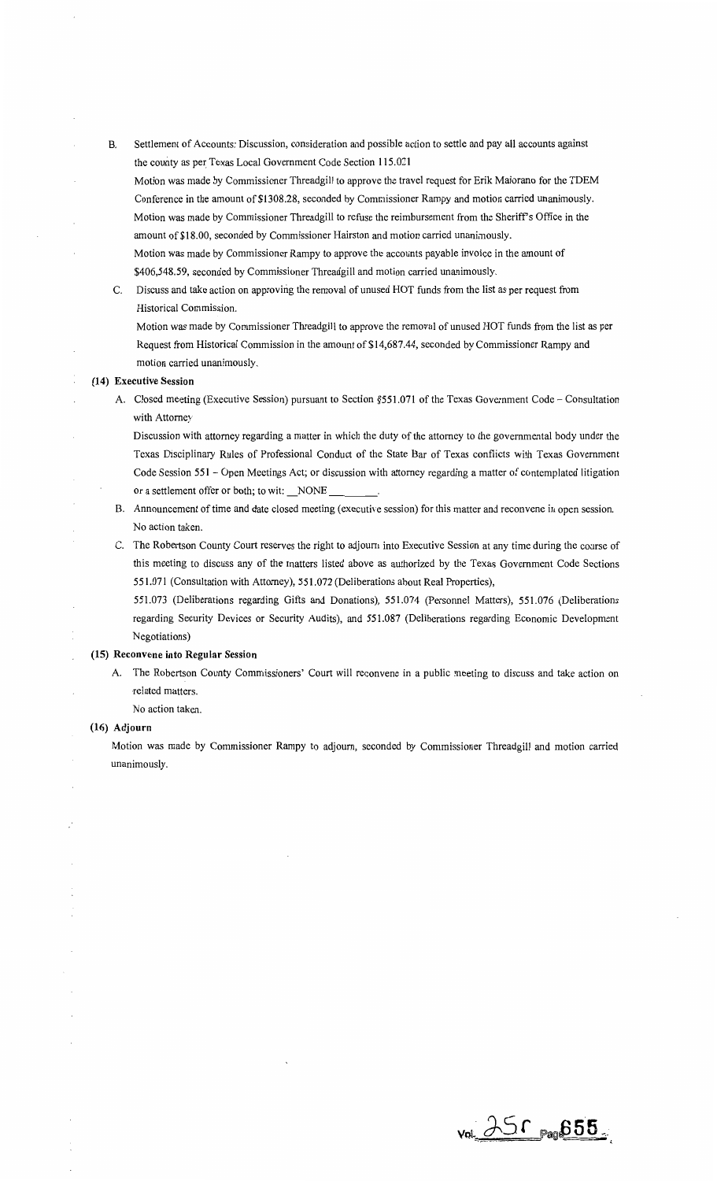B. Settlement of Accounts: Discussion, consideration and possible action to settle and pay all accounts against the county as per Texas Local Government Code Section 115.021

Motion was made by Commissioner Threadgill to approve the travel request for Erik Maiorano for the TDEM Conference in the amount of $1308.28, seconded by Commissioner Rampy and motion carried unanimously.

Motion was made by Commissioner Threadgill to refuse the reimbursement from the Sheriff's Office in the amount of $18.00, seconded by Commissioner Hairston and motion carried unanimously.

Motion was made by Commissioner Rampy to approve the accounts payable invoice in the amount of $406,548.59, seconded by Commissioner Threadgill and motion carried unanimously.

C. Discuss and take action on approving the removal of unused HOT funds from the list as per request from Historical Commission.

Motion was made by Commissioner Threadgill to approve the removal of unused HOT funds from the list as per Request from Historical Commission in the amount of $14,687.44, seconded by Commissioner Rampy and motion carried unanimously.

**(14) Executive Session**

A. Closed meeting (Executive Session) pursuant to Section §551.071 of the Texas Government Code – Consultation with Attorney

Discussion with attorney regarding a matter in which the duty of the attorney to the governmental body under the Texas Disciplinary Rules of Professional Conduct of the State Bar of Texas conflicts with Texas Government Code Session 551 – Open Meetings Act; or discussion with attorney regarding a matter of contemplated litigation or a settlement offer or both; to wit: \_\_NONE\_\_\_\_\_\_\_\_\_.

B. Announcement of time and date closed meeting (executive session) for this matter and reconvene in open session. No action taken.

C. The Robertson County Court reserves the right to adjourn into Executive Session at any time during the course of this meeting to discuss any of the matters listed above as authorized by the Texas Government Code Sections 551.071 (Consultation with Attorney), 551.072 (Deliberations about Real Properties), 551.073 (Deliberations regarding Gifts and Donations), 551.074 (Personnel Matters), 551.076 (Deliberations regarding Security Devices or Security Audits), and 551.087 (Deliberations regarding Economic Development Negotiations)

**(15) Reconvene into Regular Session**

A. The Robertson County Commissioners' Court will reconvene in a public meeting to discuss and take action on related matters.

No action taken.

**(16) Adjourn**

Motion was made by Commissioner Rampy to adjourn, seconded by Commissioner Threadgill and motion carried unanimously.

Vol. 25r Page 655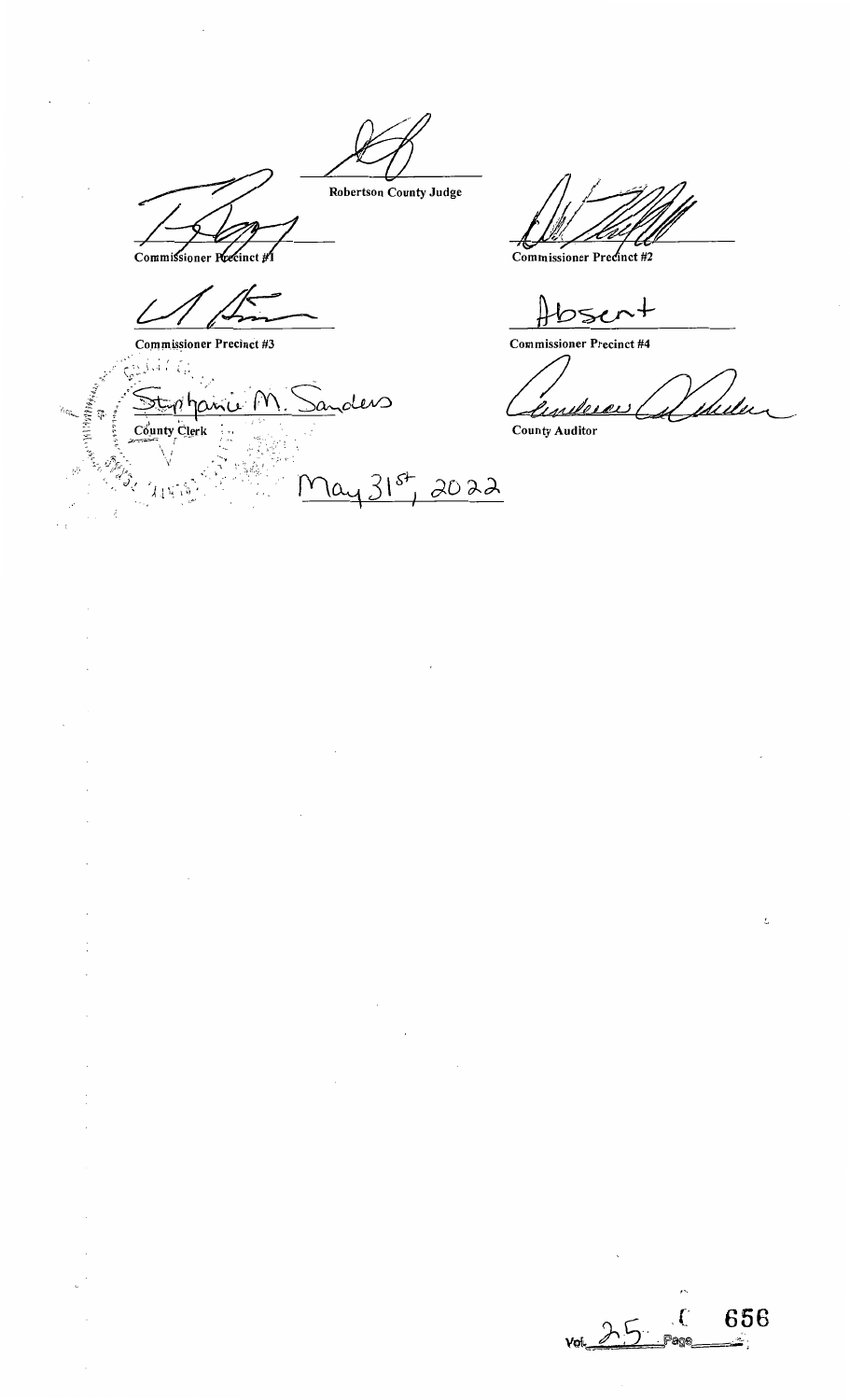Robertson County Judge

Commissioner Precinct #1

Commissioner Precinct #2

Commissioner Precinct #3

Absent

Commissioner Precinct #4

Stephanie M. Sanders

County Clerk

County Auditor

May 31st, 2022

Vol. 25 Page 656